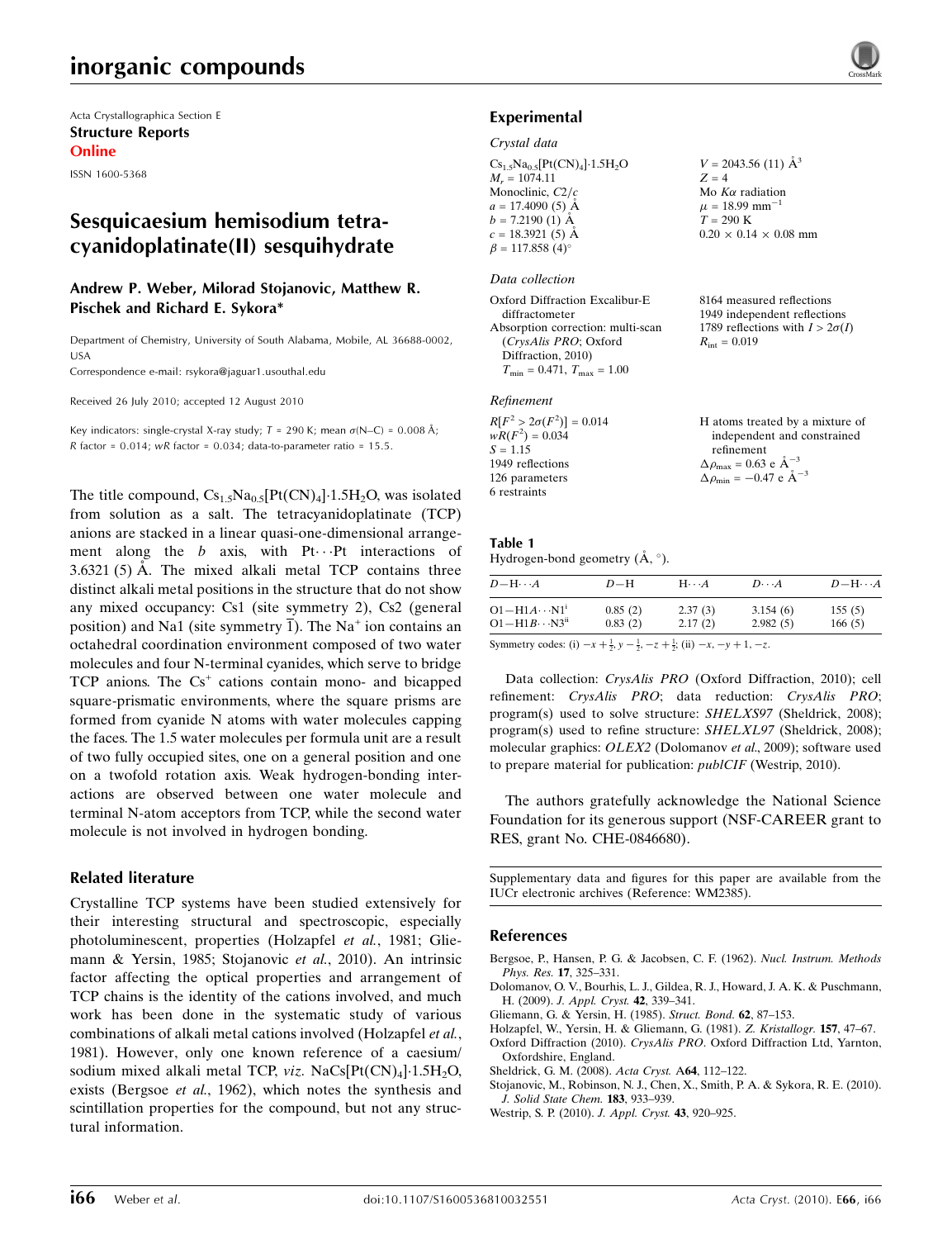inorganic compounds

Acta Crystallographica Section E
**Structure Reports Online**
ISSN 1600-5368

# Sesquicaesium hemisodium tetracyanidoplatinate(II) sesquihydrate

**Andrew P. Weber, Milorad Stojanovic, Matthew R. Pischek and Richard E. Sykora***

Department of Chemistry, University of South Alabama, Mobile, AL 36688-0002, USA
Correspondence e-mail: rsykora@jaguar1.usouthal.edu

Received 26 July 2010; accepted 12 August 2010

Key indicators: single-crystal X-ray study; $T$ = 290 K; mean $\sigma$(N–C) = 0.008 Å; $R$ factor = 0.014; $wR$ factor = 0.034; data-to-parameter ratio = 15.5.

The title compound, $Cs_{1.5}Na_{0.5}[Pt(CN)_4]\cdot1.5H_2O$, was isolated from solution as a salt. The tetracyanidoplatinate (TCP) anions are stacked in a linear quasi-one-dimensional arrangement along the $b$ axis, with Pt$\cdots$Pt interactions of 3.6321 (5) Å. The mixed alkali metal TCP contains three distinct alkali metal positions in the structure that do not show any mixed occupancy: Cs1 (site symmetry 2), Cs2 (general position) and Na1 (site symmetry $\overline{1}$). The $Na^+$ ion contains an octahedral coordination environment composed of two water molecules and four N-terminal cyanides, which serve to bridge TCP anions. The $Cs^+$ cations contain mono- and bicapped square-prismatic environments, where the square prisms are formed from cyanide N atoms with water molecules capping the faces. The 1.5 water molecules per formula unit are a result of two fully occupied sites, one on a general position and one on a twofold rotation axis. Weak hydrogen-bonding interactions are observed between one water molecule and terminal N-atom acceptors from TCP, while the second water molecule is not involved in hydrogen bonding.

## Related literature

Crystalline TCP systems have been studied extensively for their interesting structural and spectroscopic, especially photoluminescent, properties (Holzapfel *et al.*, 1981; Gliemann & Yersin, 1985; Stojanovic *et al.*, 2010). An intrinsic factor affecting the optical properties and arrangement of TCP chains is the identity of the cations involved, and much work has been done in the systematic study of various combinations of alkali metal cations involved (Holzapfel *et al.*, 1981). However, only one known reference of a caesium/sodium mixed alkali metal TCP, *viz.* $NaCs[Pt(CN)_4]\cdot1.5H_2O$, exists (Bergsoe *et al.*, 1962), which notes the synthesis and scintillation properties for the compound, but not any structural information.

## Experimental

### Crystal data

$Cs_{1.5}Na_{0.5}[Pt(CN)_4]\cdot1.5H_2O$
$M_r$ = 1074.11
Monoclinic, $C2/c$
$a$ = 17.4090 (5) Å
$b$ = 7.2190 (1) Å
$c$ = 18.3921 (5) Å
$\beta$ = 117.858 (4)°
$V$ = 2043.56 (11) Å$^3$
$Z$ = 4
Mo $K\alpha$ radiation
$\mu$ = 18.99 mm$^{-1}$
$T$ = 290 K
0.20 × 0.14 × 0.08 mm

### Data collection

Oxford Diffraction Excalibur-E diffractometer
Absorption correction: multi-scan (*CrysAlis PRO*; Oxford Diffraction, 2010)
$T_{min}$ = 0.471, $T_{max}$ = 1.00
8164 measured reflections
1949 independent reflections
1789 reflections with $I > 2\sigma(I)$
$R_{int}$ = 0.019

### Refinement

$R[F^2 > 2\sigma(F^2)]$ = 0.014
$wR(F^2)$ = 0.034
$S$ = 1.15
1949 reflections
126 parameters
6 restraints
H atoms treated by a mixture of independent and constrained refinement
$\Delta\rho_{max}$ = 0.63 e Å$^{-3}$
$\Delta\rho_{min}$ = −0.47 e Å$^{-3}$

**Table 1**
Hydrogen-bond geometry (Å, °).

| $D$—H$\cdots A$ | $D$—H | H$\cdots A$ | $D\cdots A$ | $D$—H$\cdots A$ |
|---|---|---|---|---|
| O1—H1$A\cdots$N1$^{i}$ | 0.85 (2) | 2.37 (3) | 3.154 (6) | 155 (5) |
| O1—H1$B\cdots$N3$^{ii}$ | 0.83 (2) | 2.17 (2) | 2.982 (5) | 166 (5) |

Symmetry codes: (i) $-x+\frac{1}{2}, y-\frac{1}{2}, -z+\frac{1}{2}$; (ii) $-x, -y+1, -z$.

Data collection: *CrysAlis PRO* (Oxford Diffraction, 2010); cell refinement: *CrysAlis PRO*; data reduction: *CrysAlis PRO*; program(s) used to solve structure: *SHELXS97* (Sheldrick, 2008); program(s) used to refine structure: *SHELXL97* (Sheldrick, 2008); molecular graphics: *OLEX2* (Dolomanov *et al.*, 2009); software used to prepare material for publication: *publCIF* (Westrip, 2010).

The authors gratefully acknowledge the National Science Foundation for its generous support (NSF-CAREER grant to RES, grant No. CHE-0846680).

Supplementary data and figures for this paper are available from the IUCr electronic archives (Reference: WM2385).

## References

Bergsoe, P., Hansen, P. G. & Jacobsen, C. F. (1962). *Nucl. Instrum. Methods Phys. Res.* **17**, 325–331.
Dolomanov, O. V., Bourhis, L. J., Gildea, R. J., Howard, J. A. K. & Puschmann, H. (2009). *J. Appl. Cryst.* **42**, 339–341.
Gliemann, G. & Yersin, H. (1985). *Struct. Bond.* **62**, 87–153.
Holzapfel, W., Yersin, H. & Gliemann, G. (1981). *Z. Kristallogr.* **157**, 47–67.
Oxford Diffraction (2010). *CrysAlis PRO*. Oxford Diffraction Ltd, Yarnton, Oxfordshire, England.
Sheldrick, G. M. (2008). *Acta Cryst.* A**64**, 112–122.
Stojanovic, M., Robinson, N. J., Chen, X., Smith, P. A. & Sykora, R. E. (2010). *J. Solid State Chem.* **183**, 933–939.
Westrip, S. P. (2010). *J. Appl. Cryst.* **43**, 920–925.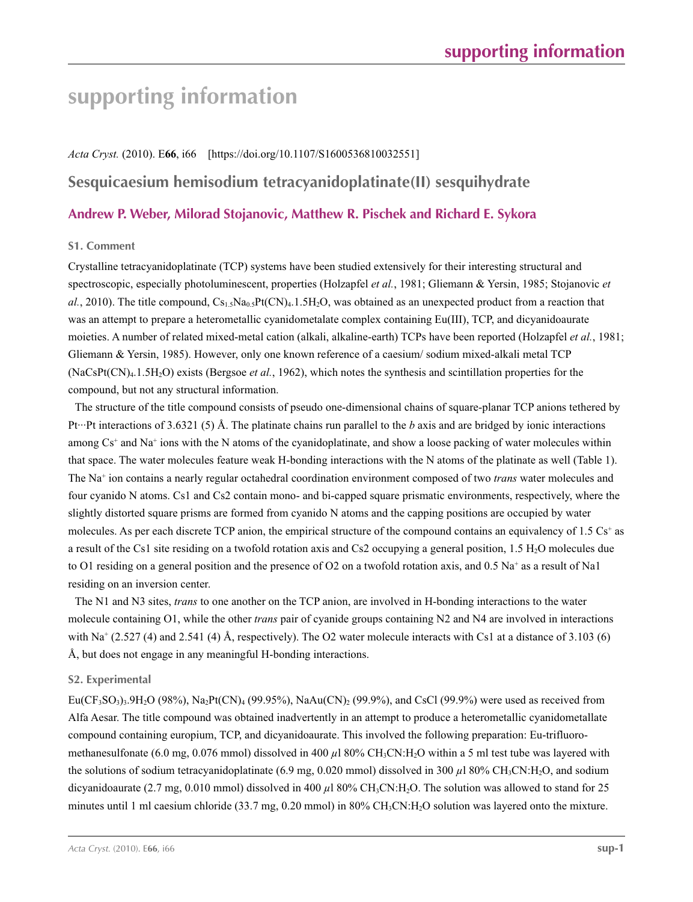# supporting information

*Acta Cryst.* (2010). E**66**, i66 [https://doi.org/10.1107/S1600536810032551]

## Sesquicaesium hemisodium tetracyanidoplatinate(II) sesquihydrate

### Andrew P. Weber, Milorad Stojanovic, Matthew R. Pischek and Richard E. Sykora

### S1. Comment

Crystalline tetracyanidoplatinate (TCP) systems have been studied extensively for their interesting structural and spectroscopic, especially photoluminescent, properties (Holzapfel *et al.*, 1981; Gliemann & Yersin, 1985; Stojanovic *et al.*, 2010). The title compound, $Cs_{1.5}Na_{0.5}Pt(CN)_4.1.5H_2O$, was obtained as an unexpected product from a reaction that was an attempt to prepare a heterometallic cyanidometalate complex containing Eu(III), TCP, and dicyanidoaurate moieties. A number of related mixed-metal cation (alkali, alkaline-earth) TCPs have been reported (Holzapfel *et al.*, 1981; Gliemann & Yersin, 1985). However, only one known reference of a caesium/ sodium mixed-alkali metal TCP ($NaCsPt(CN)_4.1.5H_2O$) exists (Bergsoe *et al.*, 1962), which notes the synthesis and scintillation properties for the compound, but not any structural information.

The structure of the title compound consists of pseudo one-dimensional chains of square-planar TCP anions tethered by Pt···Pt interactions of 3.6321 (5) Å. The platinate chains run parallel to the *b* axis and are bridged by ionic interactions among $Cs^+$ and $Na^+$ ions with the N atoms of the cyanidoplatinate, and show a loose packing of water molecules within that space. The water molecules feature weak H-bonding interactions with the N atoms of the platinate as well (Table 1). The $Na^+$ ion contains a nearly regular octahedral coordination environment composed of two *trans* water molecules and four cyanido N atoms. Cs1 and Cs2 contain mono- and bi-capped square prismatic environments, respectively, where the slightly distorted square prisms are formed from cyanido N atoms and the capping positions are occupied by water molecules. As per each discrete TCP anion, the empirical structure of the compound contains an equivalency of 1.5 $Cs^+$ as a result of the Cs1 site residing on a twofold rotation axis and Cs2 occupying a general position, 1.5 $H_2O$ molecules due to O1 residing on a general position and the presence of O2 on a twofold rotation axis, and 0.5 $Na^+$ as a result of Na1 residing on an inversion center.

The N1 and N3 sites, *trans* to one another on the TCP anion, are involved in H-bonding interactions to the water molecule containing O1, while the other *trans* pair of cyanide groups containing N2 and N4 are involved in interactions with $Na^+$ (2.527 (4) and 2.541 (4) Å, respectively). The O2 water molecule interacts with Cs1 at a distance of 3.103 (6) Å, but does not engage in any meaningful H-bonding interactions.

### S2. Experimental

$Eu(CF_3SO_3)_3.9H_2O$ (98%), $Na_2Pt(CN)_4$ (99.95%), $NaAu(CN)_2$ (99.9%), and CsCl (99.9%) were used as received from Alfa Aesar. The title compound was obtained inadvertently in an attempt to produce a heterometallic cyanidometallate compound containing europium, TCP, and dicyanidoaurate. This involved the following preparation: Eu-trifluoromethanesulfonate (6.0 mg, 0.076 mmol) dissolved in 400 $\mu$l 80% $CH_3CN:H_2O$ within a 5 ml test tube was layered with the solutions of sodium tetracyanidoplatinate (6.9 mg, 0.020 mmol) dissolved in 300 $\mu$l 80% $CH_3CN:H_2O$, and sodium dicyanidoaurate (2.7 mg, 0.010 mmol) dissolved in 400 $\mu$l 80% $CH_3CN:H_2O$. The solution was allowed to stand for 25 minutes until 1 ml caesium chloride (33.7 mg, 0.20 mmol) in 80% $CH_3CN:H_2O$ solution was layered onto the mixture.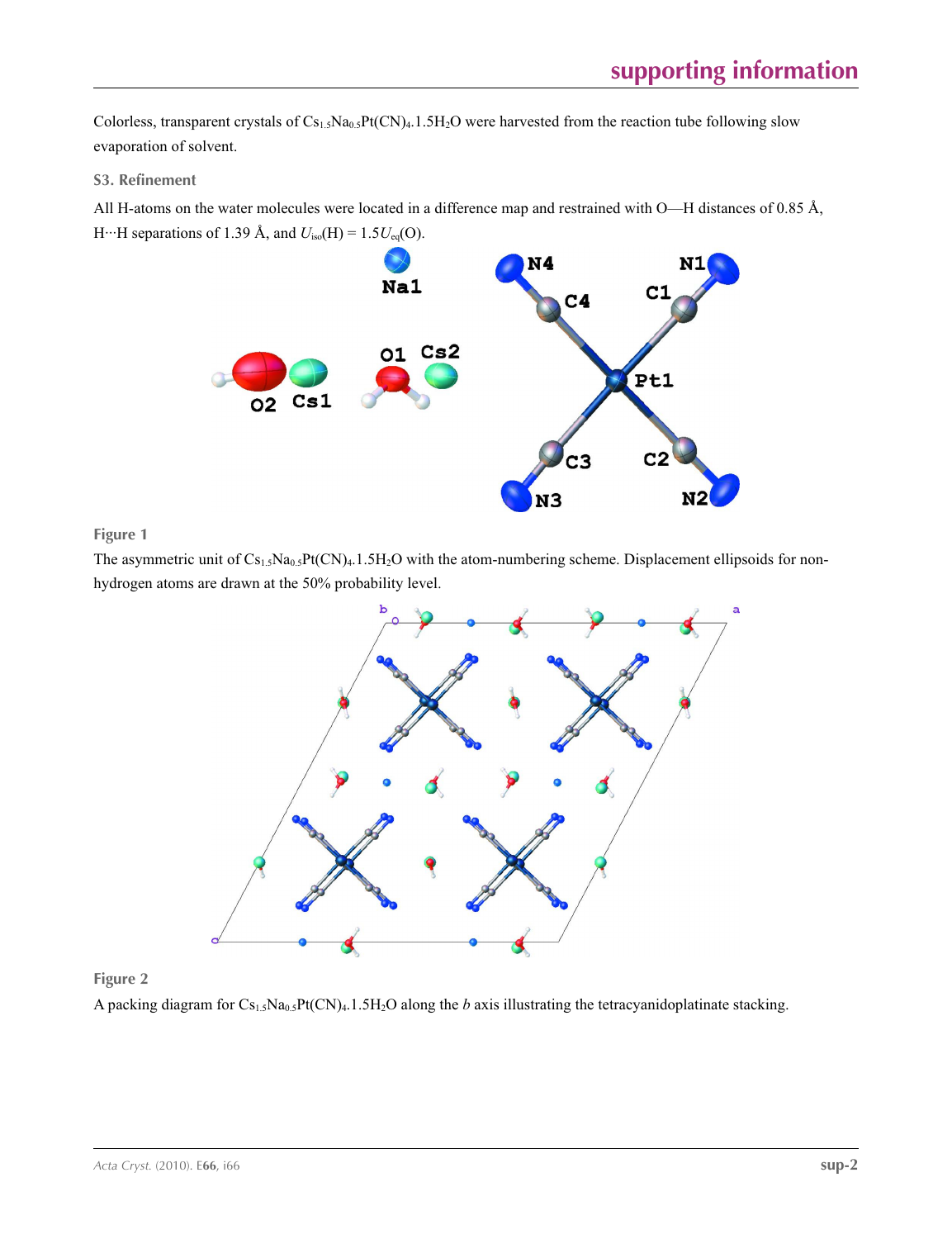Colorless, transparent crystals of $Cs_{1.5}Na_{0.5}Pt(CN)_4.1.5H_2O$ were harvested from the reaction tube following slow evaporation of solvent.

### S3. Refinement

All H-atoms on the water molecules were located in a difference map and restrained with O—H distances of 0.85 Å, H···H separations of 1.39 Å, and $U_{iso}(H) = 1.5U_{eq}(O)$.

**Figure 1**

The asymmetric unit of $Cs_{1.5}Na_{0.5}Pt(CN)_4.1.5H_2O$ with the atom-numbering scheme. Displacement ellipsoids for non-hydrogen atoms are drawn at the 50% probability level.

**Figure 2**

A packing diagram for $Cs_{1.5}Na_{0.5}Pt(CN)_4.1.5H_2O$ along the *b* axis illustrating the tetracyanidoplatinate stacking.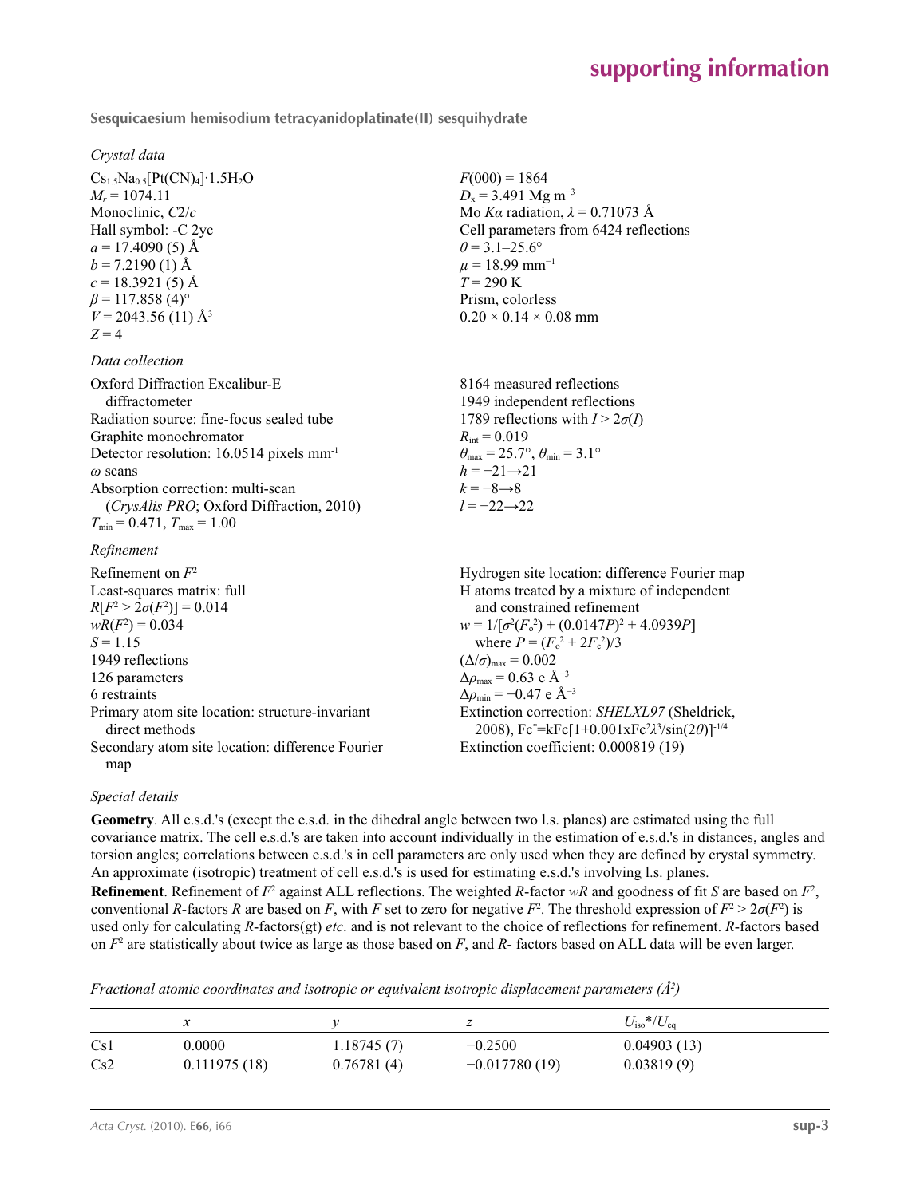**Sesquicaesium hemisodium tetracyanidoplatinate(II) sesquihydrate**

*Crystal data*

$Cs_{1.5}Na_{0.5}[Pt(CN)_4]\cdot1.5H_2O$
$M_r = 1074.11$
Monoclinic, $C2/c$
Hall symbol: -C 2yc
$a = 17.4090$ (5) Å
$b = 7.2190$ (1) Å
$c = 18.3921$ (5) Å
$\beta = 117.858$ (4)°
$V = 2043.56$ (11) Å$^3$
$Z = 4$
$F(000) = 1864$
$D_x = 3.491$ Mg m$^{-3}$
Mo $K\alpha$ radiation, $\lambda = 0.71073$ Å
Cell parameters from 6424 reflections
$\theta = 3.1$–25.6°
$\mu = 18.99$ mm$^{-1}$
$T = 290$ K
Prism, colorless
0.20 × 0.14 × 0.08 mm

*Data collection*

Oxford Diffraction Excalibur-E diffractometer
Radiation source: fine-focus sealed tube
Graphite monochromator
Detector resolution: 16.0514 pixels mm$^{-1}$
$\omega$ scans
Absorption correction: multi-scan (*CrysAlis PRO*; Oxford Diffraction, 2010)
$T_{min} = 0.471$, $T_{max} = 1.00$
8164 measured reflections
1949 independent reflections
1789 reflections with $I > 2\sigma(I)$
$R_{int} = 0.019$
$\theta_{max} = 25.7°$, $\theta_{min} = 3.1°$
$h = -21 \rightarrow 21$
$k = -8 \rightarrow 8$
$l = -22 \rightarrow 22$

*Refinement*

Refinement on $F^2$
Least-squares matrix: full
$R[F^2 > 2\sigma(F^2)] = 0.014$
$wR(F^2) = 0.034$
$S = 1.15$
1949 reflections
126 parameters
6 restraints
Primary atom site location: structure-invariant direct methods
Secondary atom site location: difference Fourier map
Hydrogen site location: difference Fourier map
H atoms treated by a mixture of independent and constrained refinement
$w = 1/[\sigma^2(F_o^2) + (0.0147P)^2 + 4.0939P]$ where $P = (F_o^2 + 2F_c^2)/3$
$(\Delta/\sigma)_{max} = 0.002$
$\Delta\rho_{max} = 0.63$ e Å$^{-3}$
$\Delta\rho_{min} = -0.47$ e Å$^{-3}$
Extinction correction: *SHELXL97* (Sheldrick, 2008), $Fc^* = kFc[1+0.001xFc^2\lambda^3/\sin(2\theta)]^{-1/4}$
Extinction coefficient: 0.000819 (19)

*Special details*

**Geometry**. All e.s.d.'s (except the e.s.d. in the dihedral angle between two l.s. planes) are estimated using the full covariance matrix. The cell e.s.d.'s are taken into account individually in the estimation of e.s.d.'s in distances, angles and torsion angles; correlations between e.s.d.'s in cell parameters are only used when they are defined by crystal symmetry. An approximate (isotropic) treatment of cell e.s.d.'s is used for estimating e.s.d.'s involving l.s. planes.

**Refinement**. Refinement of $F^2$ against ALL reflections. The weighted $R$-factor $wR$ and goodness of fit $S$ are based on $F^2$, conventional $R$-factors $R$ are based on $F$, with $F$ set to zero for negative $F^2$. The threshold expression of $F^2 > 2\sigma(F^2)$ is used only for calculating $R$-factors(gt) *etc*. and is not relevant to the choice of reflections for refinement. $R$-factors based on $F^2$ are statistically about twice as large as those based on $F$, and $R$- factors based on ALL data will be even larger.

*Fractional atomic coordinates and isotropic or equivalent isotropic displacement parameters (Å$^2$)*

| | $x$ | $y$ | $z$ | $U_{iso}$*/$U_{eq}$ |
|---|---|---|---|---|
| Cs1 | 0.0000 | 1.18745 (7) | −0.2500 | 0.04903 (13) |
| Cs2 | 0.111975 (18) | 0.76781 (4) | −0.017780 (19) | 0.03819 (9) |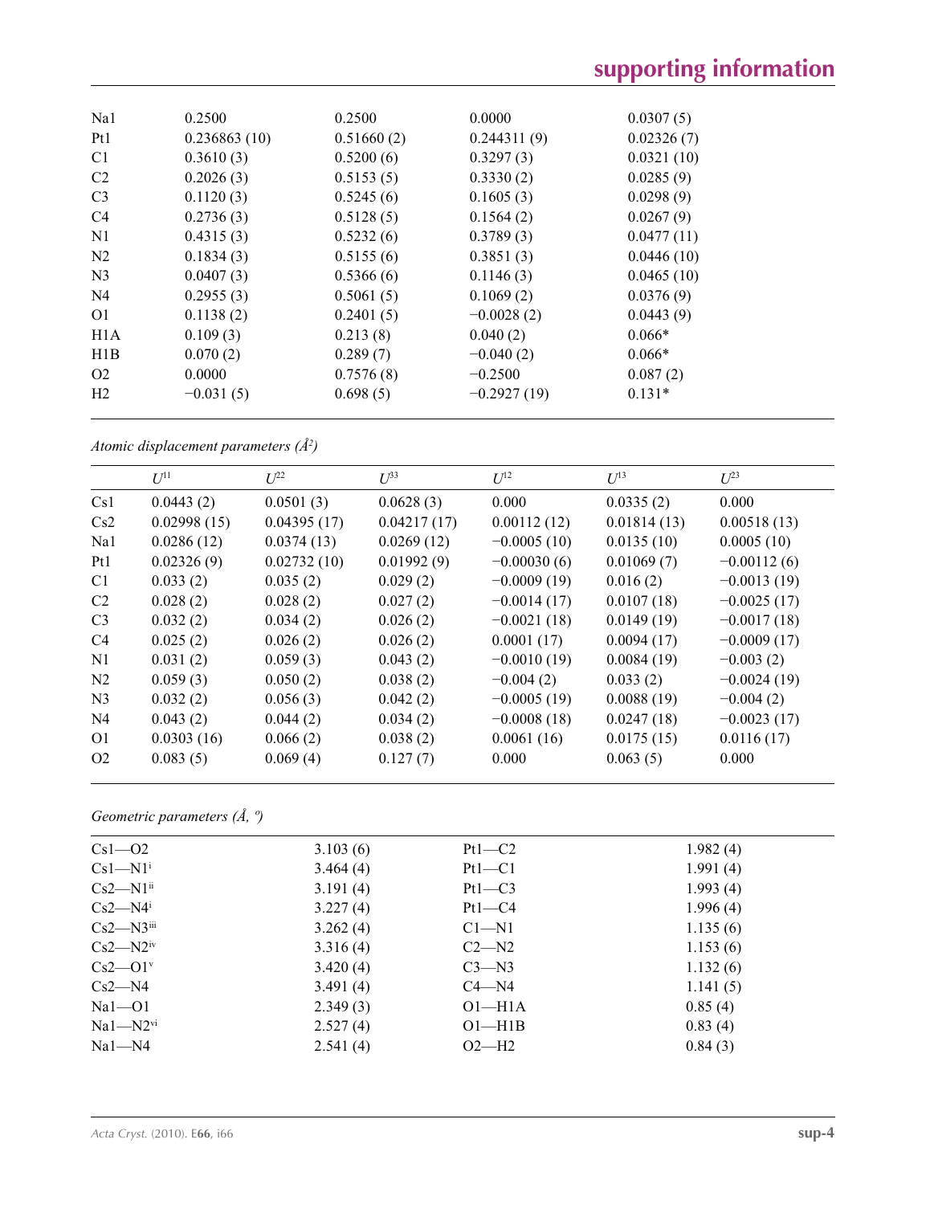| | | | | |
|---|---|---|---|---|
| Na1 | 0.2500 | 0.2500 | 0.0000 | 0.0307 (5) |
| Pt1 | 0.236863 (10) | 0.51660 (2) | 0.244311 (9) | 0.02326 (7) |
| C1 | 0.3610 (3) | 0.5200 (6) | 0.3297 (3) | 0.0321 (10) |
| C2 | 0.2026 (3) | 0.5153 (5) | 0.3330 (2) | 0.0285 (9) |
| C3 | 0.1120 (3) | 0.5245 (6) | 0.1605 (3) | 0.0298 (9) |
| C4 | 0.2736 (3) | 0.5128 (5) | 0.1564 (2) | 0.0267 (9) |
| N1 | 0.4315 (3) | 0.5232 (6) | 0.3789 (3) | 0.0477 (11) |
| N2 | 0.1834 (3) | 0.5155 (6) | 0.3851 (3) | 0.0446 (10) |
| N3 | 0.0407 (3) | 0.5366 (6) | 0.1146 (3) | 0.0465 (10) |
| N4 | 0.2955 (3) | 0.5061 (5) | 0.1069 (2) | 0.0376 (9) |
| O1 | 0.1138 (2) | 0.2401 (5) | −0.0028 (2) | 0.0443 (9) |
| H1A | 0.109 (3) | 0.213 (8) | 0.040 (2) | 0.066* |
| H1B | 0.070 (2) | 0.289 (7) | −0.040 (2) | 0.066* |
| O2 | 0.0000 | 0.7576 (8) | −0.2500 | 0.087 (2) |
| H2 | −0.031 (5) | 0.698 (5) | −0.2927 (19) | 0.131* |

*Atomic displacement parameters (Å²)*

| | $U^{11}$ | $U^{22}$ | $U^{33}$ | $U^{12}$ | $U^{13}$ | $U^{23}$ |
|---|---|---|---|---|---|---|
| Cs1 | 0.0443 (2) | 0.0501 (3) | 0.0628 (3) | 0.000 | 0.0335 (2) | 0.000 |
| Cs2 | 0.02998 (15) | 0.04395 (17) | 0.04217 (17) | 0.00112 (12) | 0.01814 (13) | 0.00518 (13) |
| Na1 | 0.0286 (12) | 0.0374 (13) | 0.0269 (12) | −0.0005 (10) | 0.0135 (10) | 0.0005 (10) |
| Pt1 | 0.02326 (9) | 0.02732 (10) | 0.01992 (9) | −0.00030 (6) | 0.01069 (7) | −0.00112 (6) |
| C1 | 0.033 (2) | 0.035 (2) | 0.029 (2) | −0.0009 (19) | 0.016 (2) | −0.0013 (19) |
| C2 | 0.028 (2) | 0.028 (2) | 0.027 (2) | −0.0014 (17) | 0.0107 (18) | −0.0025 (17) |
| C3 | 0.032 (2) | 0.034 (2) | 0.026 (2) | −0.0021 (18) | 0.0149 (19) | −0.0017 (18) |
| C4 | 0.025 (2) | 0.026 (2) | 0.026 (2) | 0.0001 (17) | 0.0094 (17) | −0.0009 (17) |
| N1 | 0.031 (2) | 0.059 (3) | 0.043 (2) | −0.0010 (19) | 0.0084 (19) | −0.003 (2) |
| N2 | 0.059 (3) | 0.050 (2) | 0.038 (2) | −0.004 (2) | 0.033 (2) | −0.0024 (19) |
| N3 | 0.032 (2) | 0.056 (3) | 0.042 (2) | −0.0005 (19) | 0.0088 (19) | −0.004 (2) |
| N4 | 0.043 (2) | 0.044 (2) | 0.034 (2) | −0.0008 (18) | 0.0247 (18) | −0.0023 (17) |
| O1 | 0.0303 (16) | 0.066 (2) | 0.038 (2) | 0.0061 (16) | 0.0175 (15) | 0.0116 (17) |
| O2 | 0.083 (5) | 0.069 (4) | 0.127 (7) | 0.000 | 0.063 (5) | 0.000 |

*Geometric parameters (Å, º)*

| | | | |
|---|---|---|---|
| Cs1—O2 | 3.103 (6) | Pt1—C2 | 1.982 (4) |
| Cs1—N1$^{i}$ | 3.464 (4) | Pt1—C1 | 1.991 (4) |
| Cs2—N1$^{ii}$ | 3.191 (4) | Pt1—C3 | 1.993 (4) |
| Cs2—N4$^{i}$ | 3.227 (4) | Pt1—C4 | 1.996 (4) |
| Cs2—N3$^{iii}$ | 3.262 (4) | C1—N1 | 1.135 (6) |
| Cs2—N2$^{iv}$ | 3.316 (4) | C2—N2 | 1.153 (6) |
| Cs2—O1$^{v}$ | 3.420 (4) | C3—N3 | 1.132 (6) |
| Cs2—N4 | 3.491 (4) | C4—N4 | 1.141 (5) |
| Na1—O1 | 2.349 (3) | O1—H1A | 0.85 (4) |
| Na1—N2$^{vi}$ | 2.527 (4) | O1—H1B | 0.83 (4) |
| Na1—N4 | 2.541 (4) | O2—H2 | 0.84 (3) |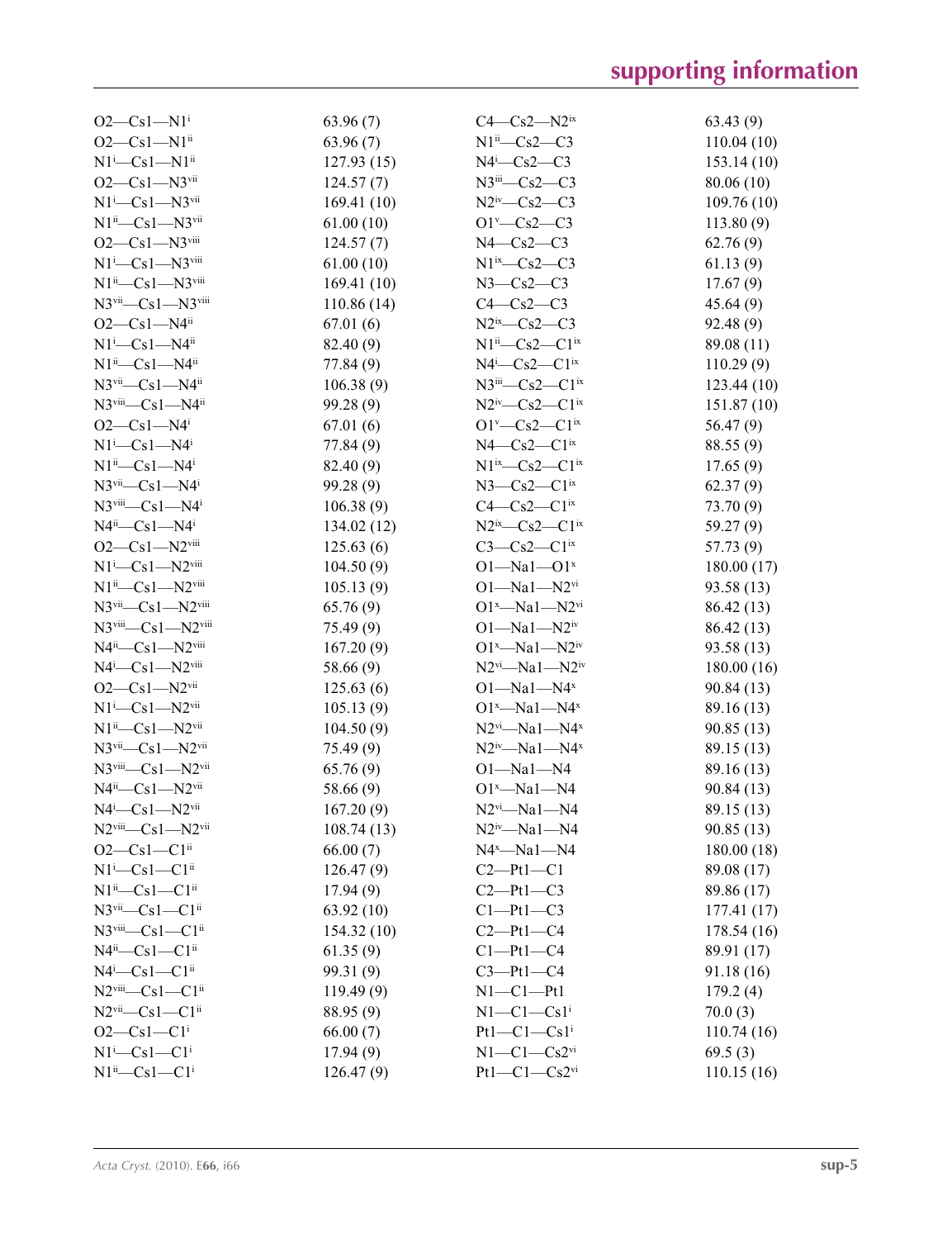| | | | |
|---|---|---|---|
| O2—Cs1—N1$^{i}$ | 63.96 (7) | C4—Cs2—N2$^{ix}$ | 63.43 (9) |
| O2—Cs1—N1$^{ii}$ | 63.96 (7) | N1$^{ii}$—Cs2—C3 | 110.04 (10) |
| N1$^{i}$—Cs1—N1$^{ii}$ | 127.93 (15) | N4$^{i}$—Cs2—C3 | 153.14 (10) |
| O2—Cs1—N3$^{vii}$ | 124.57 (7) | N3$^{iii}$—Cs2—C3 | 80.06 (10) |
| N1$^{i}$—Cs1—N3$^{vii}$ | 169.41 (10) | N2$^{iv}$—Cs2—C3 | 109.76 (10) |
| N1$^{ii}$—Cs1—N3$^{vii}$ | 61.00 (10) | O1$^{v}$—Cs2—C3 | 113.80 (9) |
| O2—Cs1—N3$^{viii}$ | 124.57 (7) | N4—Cs2—C3 | 62.76 (9) |
| N1$^{i}$—Cs1—N3$^{viii}$ | 61.00 (10) | N1$^{ix}$—Cs2—C3 | 61.13 (9) |
| N1$^{ii}$—Cs1—N3$^{viii}$ | 169.41 (10) | N3—Cs2—C3 | 17.67 (9) |
| N3$^{vii}$—Cs1—N3$^{viii}$ | 110.86 (14) | C4—Cs2—C3 | 45.64 (9) |
| O2—Cs1—N4$^{ii}$ | 67.01 (6) | N2$^{ix}$—Cs2—C3 | 92.48 (9) |
| N1$^{i}$—Cs1—N4$^{ii}$ | 82.40 (9) | N1$^{ii}$—Cs2—C1$^{ix}$ | 89.08 (11) |
| N1$^{ii}$—Cs1—N4$^{ii}$ | 77.84 (9) | N4$^{i}$—Cs2—C1$^{ix}$ | 110.29 (9) |
| N3$^{vii}$—Cs1—N4$^{ii}$ | 106.38 (9) | N3$^{iii}$—Cs2—C1$^{ix}$ | 123.44 (10) |
| N3$^{viii}$—Cs1—N4$^{ii}$ | 99.28 (9) | N2$^{iv}$—Cs2—C1$^{ix}$ | 151.87 (10) |
| O2—Cs1—N4$^{i}$ | 67.01 (6) | O1$^{v}$—Cs2—C1$^{ix}$ | 56.47 (9) |
| N1$^{i}$—Cs1—N4$^{i}$ | 77.84 (9) | N4—Cs2—C1$^{ix}$ | 88.55 (9) |
| N1$^{ii}$—Cs1—N4$^{i}$ | 82.40 (9) | N1$^{ix}$—Cs2—C1$^{ix}$ | 17.65 (9) |
| N3$^{vii}$—Cs1—N4$^{i}$ | 99.28 (9) | N3—Cs2—C1$^{ix}$ | 62.37 (9) |
| N3$^{viii}$—Cs1—N4$^{i}$ | 106.38 (9) | C4—Cs2—C1$^{ix}$ | 73.70 (9) |
| N4$^{ii}$—Cs1—N4$^{i}$ | 134.02 (12) | N2$^{ix}$—Cs2—C1$^{ix}$ | 59.27 (9) |
| O2—Cs1—N2$^{viii}$ | 125.63 (6) | C3—Cs2—C1$^{ix}$ | 57.73 (9) |
| N1$^{i}$—Cs1—N2$^{viii}$ | 104.50 (9) | O1—Na1—O1$^{x}$ | 180.00 (17) |
| N1$^{ii}$—Cs1—N2$^{viii}$ | 105.13 (9) | O1—Na1—N2$^{vi}$ | 93.58 (13) |
| N3$^{vii}$—Cs1—N2$^{viii}$ | 65.76 (9) | O1$^{x}$—Na1—N2$^{vi}$ | 86.42 (13) |
| N3$^{viii}$—Cs1—N2$^{viii}$ | 75.49 (9) | O1—Na1—N2$^{iv}$ | 86.42 (13) |
| N4$^{ii}$—Cs1—N2$^{viii}$ | 167.20 (9) | O1$^{x}$—Na1—N2$^{iv}$ | 93.58 (13) |
| N4$^{i}$—Cs1—N2$^{viii}$ | 58.66 (9) | N2$^{vi}$—Na1—N2$^{iv}$ | 180.00 (16) |
| O2—Cs1—N2$^{vii}$ | 125.63 (6) | O1—Na1—N4$^{x}$ | 90.84 (13) |
| N1$^{i}$—Cs1—N2$^{vii}$ | 105.13 (9) | O1$^{x}$—Na1—N4$^{x}$ | 89.16 (13) |
| N1$^{ii}$—Cs1—N2$^{vii}$ | 104.50 (9) | N2$^{vi}$—Na1—N4$^{x}$ | 90.85 (13) |
| N3$^{vii}$—Cs1—N2$^{vii}$ | 75.49 (9) | N2$^{iv}$—Na1—N4$^{x}$ | 89.15 (13) |
| N3$^{viii}$—Cs1—N2$^{vii}$ | 65.76 (9) | O1—Na1—N4 | 89.16 (13) |
| N4$^{ii}$—Cs1—N2$^{vii}$ | 58.66 (9) | O1$^{x}$—Na1—N4 | 90.84 (13) |
| N4$^{i}$—Cs1—N2$^{vii}$ | 167.20 (9) | N2$^{vi}$—Na1—N4 | 89.15 (13) |
| N2$^{viii}$—Cs1—N2$^{vii}$ | 108.74 (13) | N2$^{iv}$—Na1—N4 | 90.85 (13) |
| O2—Cs1—C1$^{ii}$ | 66.00 (7) | N4$^{x}$—Na1—N4 | 180.00 (18) |
| N1$^{i}$—Cs1—C1$^{ii}$ | 126.47 (9) | C2—Pt1—C1 | 89.08 (17) |
| N1$^{ii}$—Cs1—C1$^{ii}$ | 17.94 (9) | C2—Pt1—C3 | 89.86 (17) |
| N3$^{vii}$—Cs1—C1$^{ii}$ | 63.92 (10) | C1—Pt1—C3 | 177.41 (17) |
| N3$^{viii}$—Cs1—C1$^{ii}$ | 154.32 (10) | C2—Pt1—C4 | 178.54 (16) |
| N4$^{ii}$—Cs1—C1$^{ii}$ | 61.35 (9) | C1—Pt1—C4 | 89.91 (17) |
| N4$^{i}$—Cs1—C1$^{ii}$ | 99.31 (9) | C3—Pt1—C4 | 91.18 (16) |
| N2$^{viii}$—Cs1—C1$^{ii}$ | 119.49 (9) | N1—C1—Pt1 | 179.2 (4) |
| N2$^{vii}$—Cs1—C1$^{ii}$ | 88.95 (9) | N1—C1—Cs1$^{i}$ | 70.0 (3) |
| O2—Cs1—C1$^{i}$ | 66.00 (7) | Pt1—C1—Cs1$^{i}$ | 110.74 (16) |
| N1$^{i}$—Cs1—C1$^{i}$ | 17.94 (9) | N1—C1—Cs2$^{vi}$ | 69.5 (3) |
| N1$^{ii}$—Cs1—C1$^{i}$ | 126.47 (9) | Pt1—C1—Cs2$^{vi}$ | 110.15 (16) |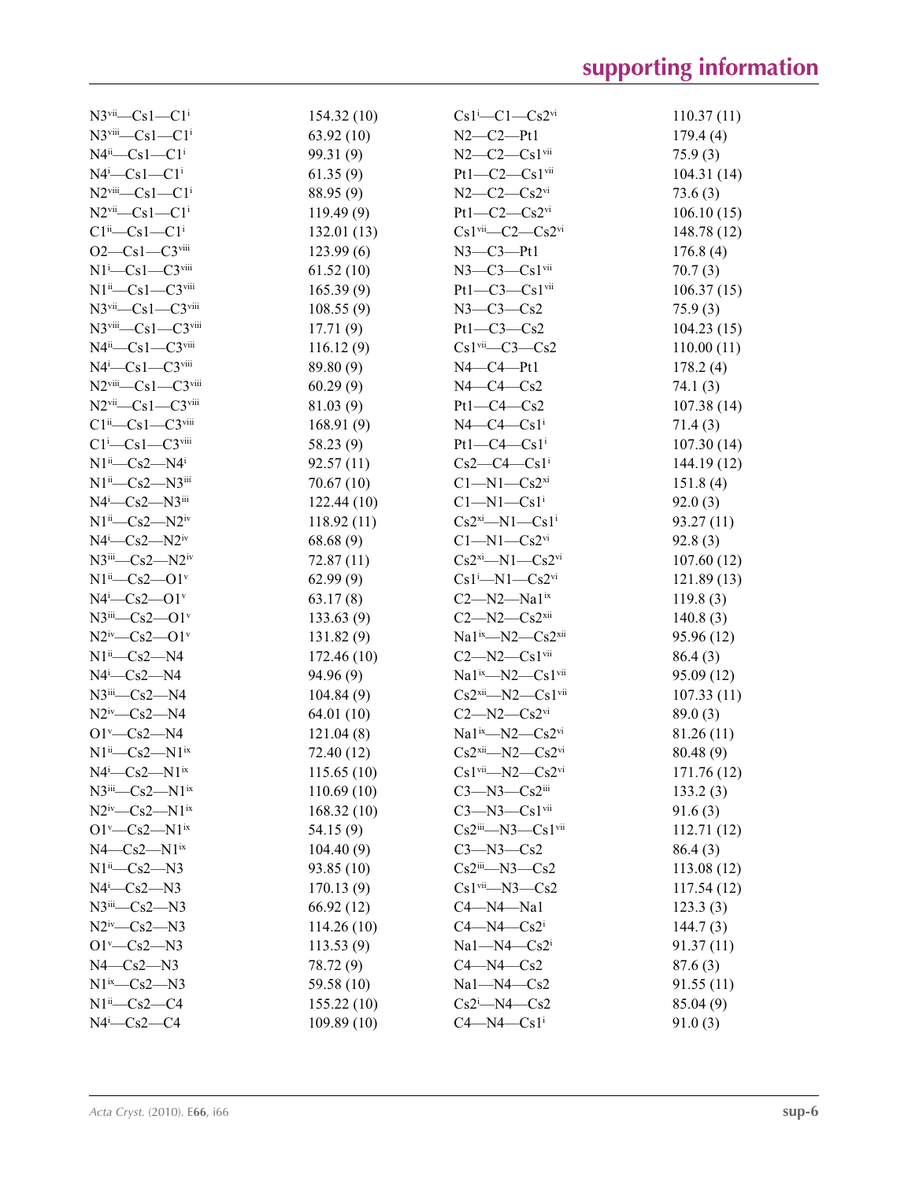| | | | |
|---|---|---|---|
| N3$^{vii}$—Cs1—C1$^{i}$ | 154.32 (10) | Cs1$^{i}$—C1—Cs2$^{vi}$ | 110.37 (11) |
| N3$^{viii}$—Cs1—C1$^{i}$ | 63.92 (10) | N2—C2—Pt1 | 179.4 (4) |
| N4$^{ii}$—Cs1—C1$^{i}$ | 99.31 (9) | N2—C2—Cs1$^{vii}$ | 75.9 (3) |
| N4$^{i}$—Cs1—C1$^{i}$ | 61.35 (9) | Pt1—C2—Cs1$^{vii}$ | 104.31 (14) |
| N2$^{viii}$—Cs1—C1$^{i}$ | 88.95 (9) | N2—C2—Cs2$^{vi}$ | 73.6 (3) |
| N2$^{vii}$—Cs1—C1$^{i}$ | 119.49 (9) | Pt1—C2—Cs2$^{vi}$ | 106.10 (15) |
| C1$^{ii}$—Cs1—C1$^{i}$ | 132.01 (13) | Cs1$^{vii}$—C2—Cs2$^{vi}$ | 148.78 (12) |
| O2—Cs1—C3$^{viii}$ | 123.99 (6) | N3—C3—Pt1 | 176.8 (4) |
| N1$^{i}$—Cs1—C3$^{viii}$ | 61.52 (10) | N3—C3—Cs1$^{vii}$ | 70.7 (3) |
| N1$^{ii}$—Cs1—C3$^{viii}$ | 165.39 (9) | Pt1—C3—Cs1$^{vii}$ | 106.37 (15) |
| N3$^{vii}$—Cs1—C3$^{viii}$ | 108.55 (9) | N3—C3—Cs2 | 75.9 (3) |
| N3$^{viii}$—Cs1—C3$^{viii}$ | 17.71 (9) | Pt1—C3—Cs2 | 104.23 (15) |
| N4$^{ii}$—Cs1—C3$^{viii}$ | 116.12 (9) | Cs1$^{vii}$—C3—Cs2 | 110.00 (11) |
| N4$^{i}$—Cs1—C3$^{viii}$ | 89.80 (9) | N4—C4—Pt1 | 178.2 (4) |
| N2$^{viii}$—Cs1—C3$^{viii}$ | 60.29 (9) | N4—C4—Cs2 | 74.1 (3) |
| N2$^{vii}$—Cs1—C3$^{viii}$ | 81.03 (9) | Pt1—C4—Cs2 | 107.38 (14) |
| C1$^{ii}$—Cs1—C3$^{viii}$ | 168.91 (9) | N4—C4—Cs1$^{i}$ | 71.4 (3) |
| C1$^{i}$—Cs1—C3$^{viii}$ | 58.23 (9) | Pt1—C4—Cs1$^{i}$ | 107.30 (14) |
| N1$^{ii}$—Cs2—N4$^{i}$ | 92.57 (11) | Cs2—C4—Cs1$^{i}$ | 144.19 (12) |
| N1$^{ii}$—Cs2—N3$^{iii}$ | 70.67 (10) | C1—N1—Cs2$^{xi}$ | 151.8 (4) |
| N4$^{i}$—Cs2—N3$^{iii}$ | 122.44 (10) | C1—N1—Cs1$^{i}$ | 92.0 (3) |
| N1$^{ii}$—Cs2—N2$^{iv}$ | 118.92 (11) | Cs2$^{xi}$—N1—Cs1$^{i}$ | 93.27 (11) |
| N4$^{i}$—Cs2—N2$^{iv}$ | 68.68 (9) | C1—N1—Cs2$^{vi}$ | 92.8 (3) |
| N3$^{iii}$—Cs2—N2$^{iv}$ | 72.87 (11) | Cs2$^{xi}$—N1—Cs2$^{vi}$ | 107.60 (12) |
| N1$^{ii}$—Cs2—O1$^{v}$ | 62.99 (9) | Cs1$^{i}$—N1—Cs2$^{vi}$ | 121.89 (13) |
| N4$^{i}$—Cs2—O1$^{v}$ | 63.17 (8) | C2—N2—Na1$^{ix}$ | 119.8 (3) |
| N3$^{iii}$—Cs2—O1$^{v}$ | 133.63 (9) | C2—N2—Cs2$^{xii}$ | 140.8 (3) |
| N2$^{iv}$—Cs2—O1$^{v}$ | 131.82 (9) | Na1$^{ix}$—N2—Cs2$^{xii}$ | 95.96 (12) |
| N1$^{ii}$—Cs2—N4 | 172.46 (10) | C2—N2—Cs1$^{vii}$ | 86.4 (3) |
| N4$^{i}$—Cs2—N4 | 94.96 (9) | Na1$^{ix}$—N2—Cs1$^{vii}$ | 95.09 (12) |
| N3$^{iii}$—Cs2—N4 | 104.84 (9) | Cs2$^{xii}$—N2—Cs1$^{vii}$ | 107.33 (11) |
| N2$^{iv}$—Cs2—N4 | 64.01 (10) | C2—N2—Cs2$^{vi}$ | 89.0 (3) |
| O1$^{v}$—Cs2—N4 | 121.04 (8) | Na1$^{ix}$—N2—Cs2$^{vi}$ | 81.26 (11) |
| N1$^{ii}$—Cs2—N1$^{ix}$ | 72.40 (12) | Cs2$^{xii}$—N2—Cs2$^{vi}$ | 80.48 (9) |
| N4$^{i}$—Cs2—N1$^{ix}$ | 115.65 (10) | Cs1$^{vii}$—N2—Cs2$^{vi}$ | 171.76 (12) |
| N3$^{iii}$—Cs2—N1$^{ix}$ | 110.69 (10) | C3—N3—Cs2$^{iii}$ | 133.2 (3) |
| N2$^{iv}$—Cs2—N1$^{ix}$ | 168.32 (10) | C3—N3—Cs1$^{vii}$ | 91.6 (3) |
| O1$^{v}$—Cs2—N1$^{ix}$ | 54.15 (9) | Cs2$^{iii}$—N3—Cs1$^{vii}$ | 112.71 (12) |
| N4—Cs2—N1$^{ix}$ | 104.40 (9) | C3—N3—Cs2 | 86.4 (3) |
| N1$^{ii}$—Cs2—N3 | 93.85 (10) | Cs2$^{iii}$—N3—Cs2 | 113.08 (12) |
| N4$^{i}$—Cs2—N3 | 170.13 (9) | Cs1$^{vii}$—N3—Cs2 | 117.54 (12) |
| N3$^{iii}$—Cs2—N3 | 66.92 (12) | C4—N4—Na1 | 123.3 (3) |
| N2$^{iv}$—Cs2—N3 | 114.26 (10) | C4—N4—Cs2$^{i}$ | 144.7 (3) |
| O1$^{v}$—Cs2—N3 | 113.53 (9) | Na1—N4—Cs2$^{i}$ | 91.37 (11) |
| N4—Cs2—N3 | 78.72 (9) | C4—N4—Cs2 | 87.6 (3) |
| N1$^{ix}$—Cs2—N3 | 59.58 (10) | Na1—N4—Cs2 | 91.55 (11) |
| N1$^{ii}$—Cs2—C4 | 155.22 (10) | Cs2$^{i}$—N4—Cs2 | 85.04 (9) |
| N4$^{i}$—Cs2—C4 | 109.89 (10) | C4—N4—Cs1$^{i}$ | 91.0 (3) |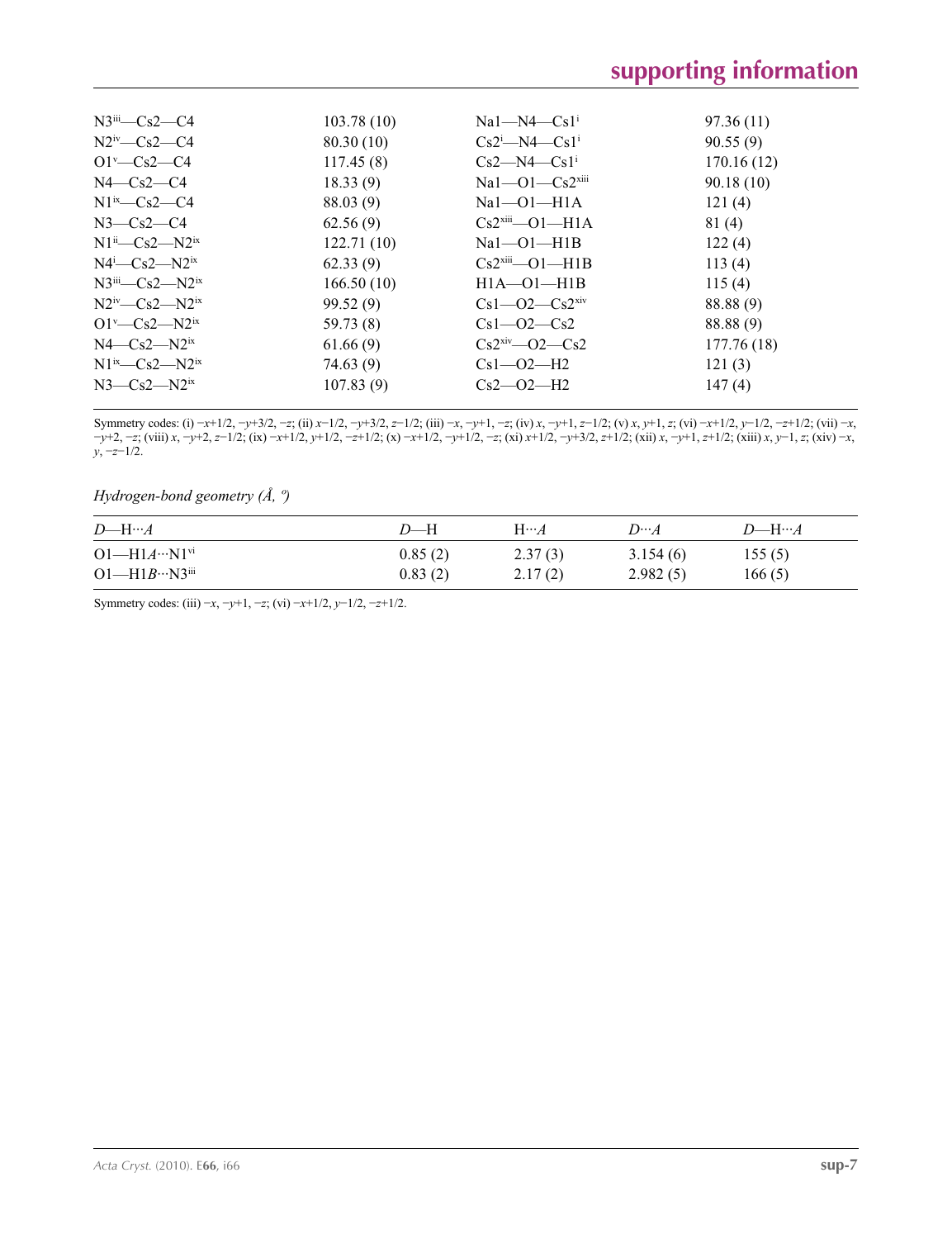| | | | |
|---|---|---|---|
| N3$^{iii}$—Cs2—C4 | 103.78 (10) | Na1—N4—Cs1$^{i}$ | 97.36 (11) |
| N2$^{iv}$—Cs2—C4 | 80.30 (10) | Cs2$^{i}$—N4—Cs1$^{i}$ | 90.55 (9) |
| O1$^{v}$—Cs2—C4 | 117.45 (8) | Cs2—N4—Cs1$^{i}$ | 170.16 (12) |
| N4—Cs2—C4 | 18.33 (9) | Na1—O1—Cs2$^{xiii}$ | 90.18 (10) |
| N1$^{ix}$—Cs2—C4 | 88.03 (9) | Na1—O1—H1A | 121 (4) |
| N3—Cs2—C4 | 62.56 (9) | Cs2$^{xiii}$—O1—H1A | 81 (4) |
| N1$^{ii}$—Cs2—N2$^{ix}$ | 122.71 (10) | Na1—O1—H1B | 122 (4) |
| N4$^{i}$—Cs2—N2$^{ix}$ | 62.33 (9) | Cs2$^{xiii}$—O1—H1B | 113 (4) |
| N3$^{iii}$—Cs2—N2$^{ix}$ | 166.50 (10) | H1A—O1—H1B | 115 (4) |
| N2$^{iv}$—Cs2—N2$^{ix}$ | 99.52 (9) | Cs1—O2—Cs2$^{xiv}$ | 88.88 (9) |
| O1$^{v}$—Cs2—N2$^{ix}$ | 59.73 (8) | Cs1—O2—Cs2 | 88.88 (9) |
| N4—Cs2—N2$^{ix}$ | 61.66 (9) | Cs2$^{xiv}$—O2—Cs2 | 177.76 (18) |
| N1$^{ix}$—Cs2—N2$^{ix}$ | 74.63 (9) | Cs1—O2—H2 | 121 (3) |
| N3—Cs2—N2$^{ix}$ | 107.83 (9) | Cs2—O2—H2 | 147 (4) |

Symmetry codes: (i) −x+1/2, −y+3/2, −z; (ii) x−1/2, −y+3/2, z−1/2; (iii) −x, −y+1, −z; (iv) x, −y+1, z−1/2; (v) x, y+1, z; (vi) −x+1/2, y−1/2, −z+1/2; (vii) −x, −y+2, −z; (viii) x, −y+2, z−1/2; (ix) −x+1/2, y+1/2, −z+1/2; (x) −x+1/2, −y+1/2, −z; (xi) x+1/2, −y+3/2, z+1/2; (xii) x, −y+1, z+1/2; (xiii) x, y−1, z; (xiv) −x, y, −z−1/2.

*Hydrogen-bond geometry (Å, º)*

| *D*—H···*A* | *D*—H | H···*A* | *D*···*A* | *D*—H···*A* |
|---|---|---|---|---|
| O1—H1*A*···N1$^{vi}$ | 0.85 (2) | 2.37 (3) | 3.154 (6) | 155 (5) |
| O1—H1*B*···N3$^{iii}$ | 0.83 (2) | 2.17 (2) | 2.982 (5) | 166 (5) |

Symmetry codes: (iii) −x, −y+1, −z; (vi) −x+1/2, y−1/2, −z+1/2.